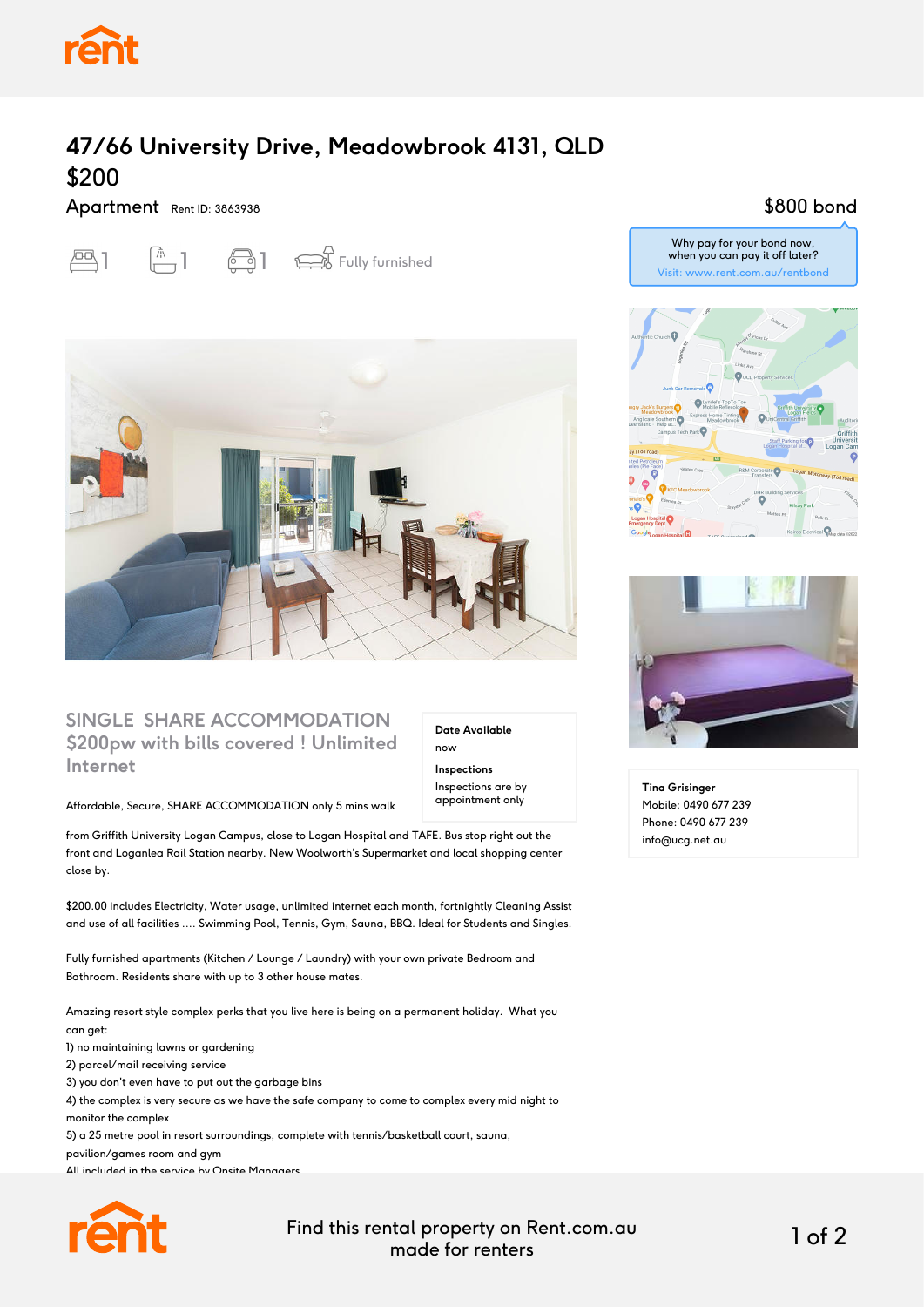# 47/66 University Drive, Meadowbrook 4131, QLD

## $200

Apartment Rent ID: 3863938

$800 bond

Why pay for your bond now, when you can pay it off later?
Visit: www.rent.com.au/rentbond

1 bed | 1 bath | 1 car | Fully furnished

## SINGLE SHARE ACCOMMODATION $200pw with bills covered ! Unlimited Internet

**Date Available**
now

**Inspections**
Inspections are by appointment only

Affordable, Secure, SHARE ACCOMMODATION only 5 mins walk from Griffith University Logan Campus, close to Logan Hospital and TAFE. Bus stop right out the front and Loganlea Rail Station nearby. New Woolworth's Supermarket and local shopping center close by.

$200.00 includes Electricity, Water usage, unlimited internet each month, fortnightly Cleaning Assist and use of all facilities .... Swimming Pool, Tennis, Gym, Sauna, BBQ. Ideal for Students and Singles.

Fully furnished apartments (Kitchen / Lounge / Laundry) with your own private Bedroom and Bathroom. Residents share with up to 3 other house mates.

Amazing resort style complex perks that you live here is being on a permanent holiday. What you can get:

1) no maintaining lawns or gardening
2) parcel/mail receiving service
3) you don't even have to put out the garbage bins
4) the complex is very secure as we have the safe company to come to complex every mid night to monitor the complex
5) a 25 metre pool in resort surroundings, complete with tennis/basketball court, sauna, pavilion/games room and gym

All included in the service by Onsite Managers

**Tina Grisinger**
Mobile: 0490 677 239
Phone: 0490 677 239
info@ucg.net.au

Find this rental property on Rent.com.au made for renters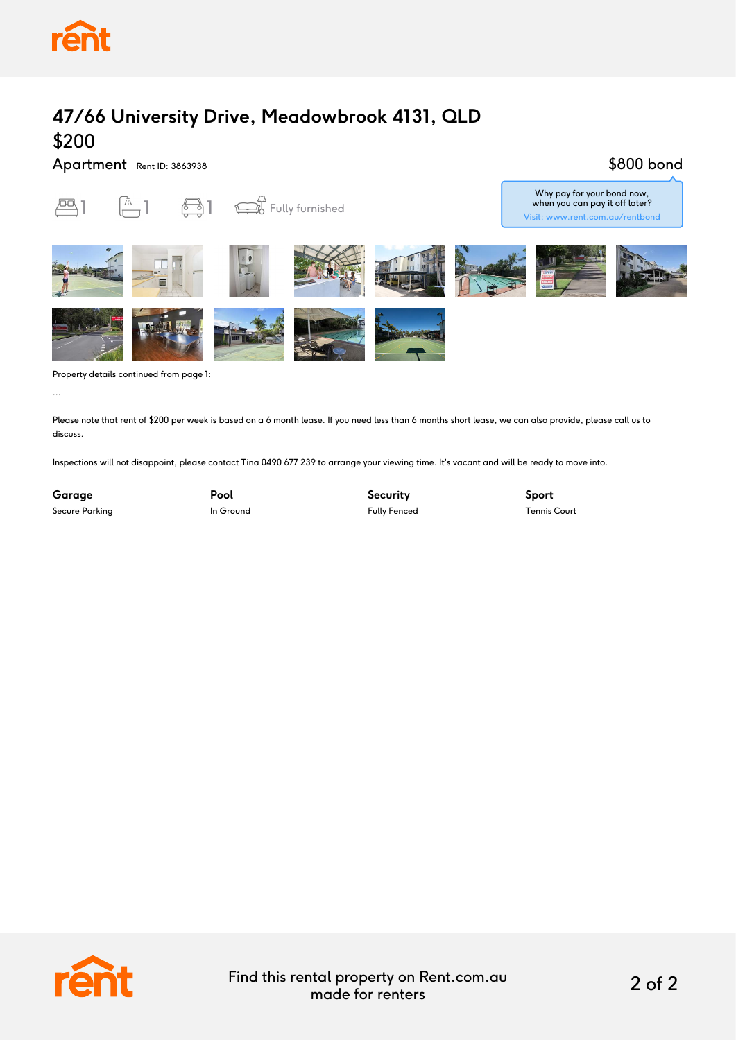# 47/66 University Drive, Meadowbrook 4131, QLD

## $200

Apartment Rent ID: 3863938

$800 bond

Why pay for your bond now, when you can pay it off later?
Visit: www.rent.com.au/rentbond

1 1 1 Fully furnished

Property details continued from page 1:

...

Please note that rent of $200 per week is based on a 6 month lease. If you need less than 6 months short lease, we can also provide, please call us to discuss.

Inspections will not disappoint, please contact Tina 0490 677 239 to arrange your viewing time. It's vacant and will be ready to move into.

**Garage**
Secure Parking

**Pool**
In Ground

**Security**
Fully Fenced

**Sport**
Tennis Court

Find this rental property on Rent.com.au made for renters